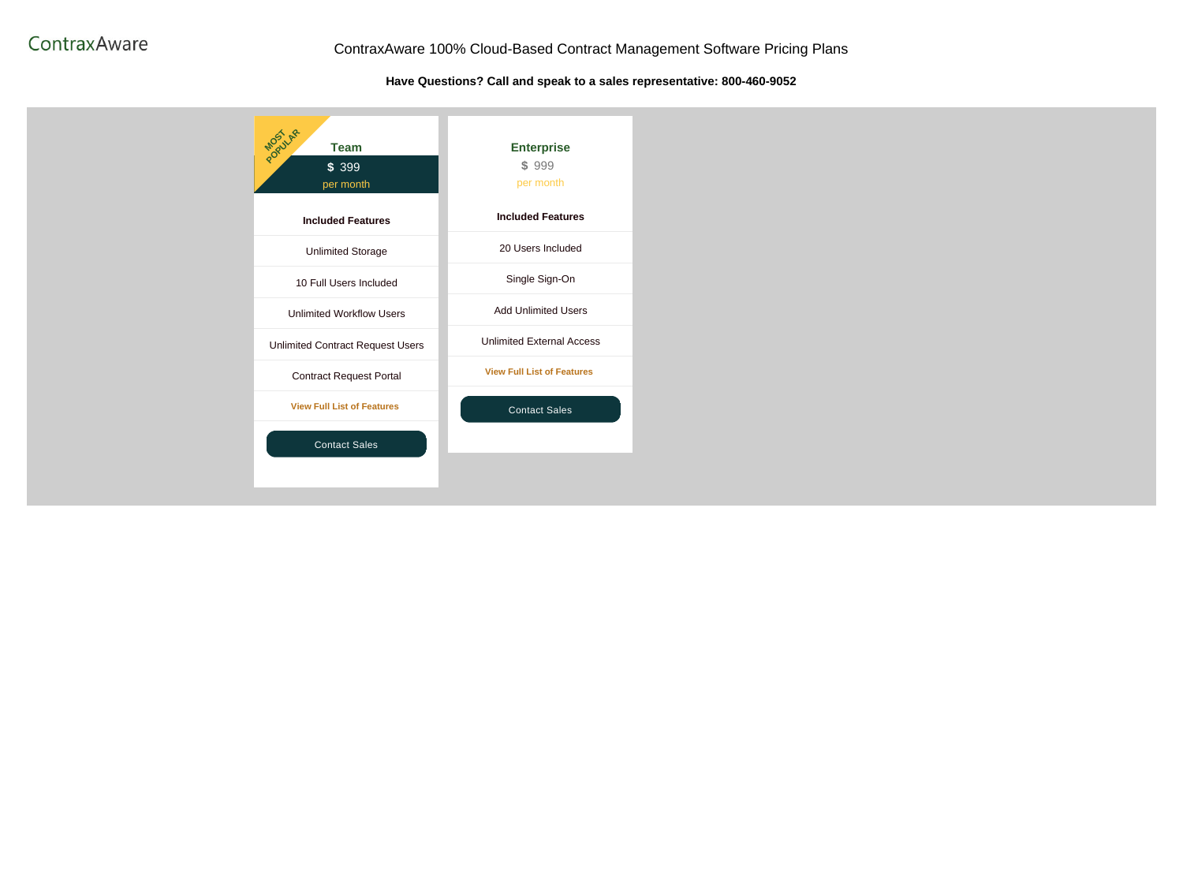ContraxAware

# ContraxAware 100% Cloud-Based Contract Management Software Pricing Plans

**Have Questions? Call and speak to a sales representative: 800-460-9052**

## Team

MOST POPULAR

$ 399
per month

**Included Features**

- Unlimited Storage
- 10 Full Users Included
- Unlimited Workflow Users
- Unlimited Contract Request Users
- Contract Request Portal

**View Full List of Features**

Contact Sales

## Enterprise

$ 999
per month

**Included Features**

- 20 Users Included
- Single Sign-On
- Add Unlimited Users
- Unlimited External Access

**View Full List of Features**

Contact Sales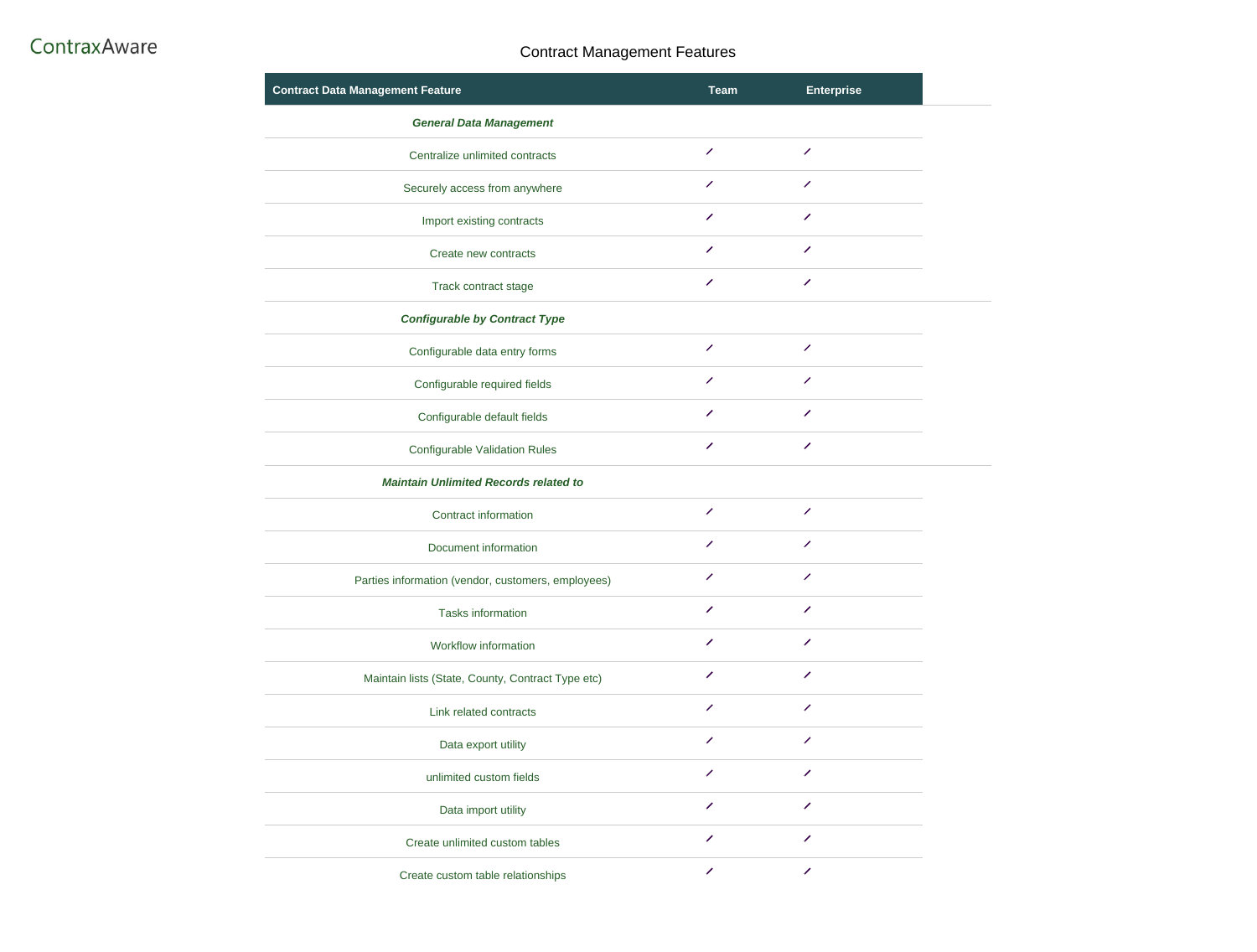ContraxAware

# Contract Management Features

| Contract Data Management Feature | Team | Enterprise |
|---|---|---|
| ***General Data Management*** | | |
| Centralize unlimited contracts | ✓ | ✓ |
| Securely access from anywhere | ✓ | ✓ |
| Import existing contracts | ✓ | ✓ |
| Create new contracts | ✓ | ✓ |
| Track contract stage | ✓ | ✓ |
| ***Configurable by Contract Type*** | | |
| Configurable data entry forms | ✓ | ✓ |
| Configurable required fields | ✓ | ✓ |
| Configurable default fields | ✓ | ✓ |
| Configurable Validation Rules | ✓ | ✓ |
| ***Maintain Unlimited Records related to*** | | |
| Contract information | ✓ | ✓ |
| Document information | ✓ | ✓ |
| Parties information (vendor, customers, employees) | ✓ | ✓ |
| Tasks information | ✓ | ✓ |
| Workflow information | ✓ | ✓ |
| Maintain lists (State, County, Contract Type etc) | ✓ | ✓ |
| Link related contracts | ✓ | ✓ |
| Data export utility | ✓ | ✓ |
| unlimited custom fields | ✓ | ✓ |
| Data import utility | ✓ | ✓ |
| Create unlimited custom tables | ✓ | ✓ |
| Create custom table relationships | ✓ | ✓ |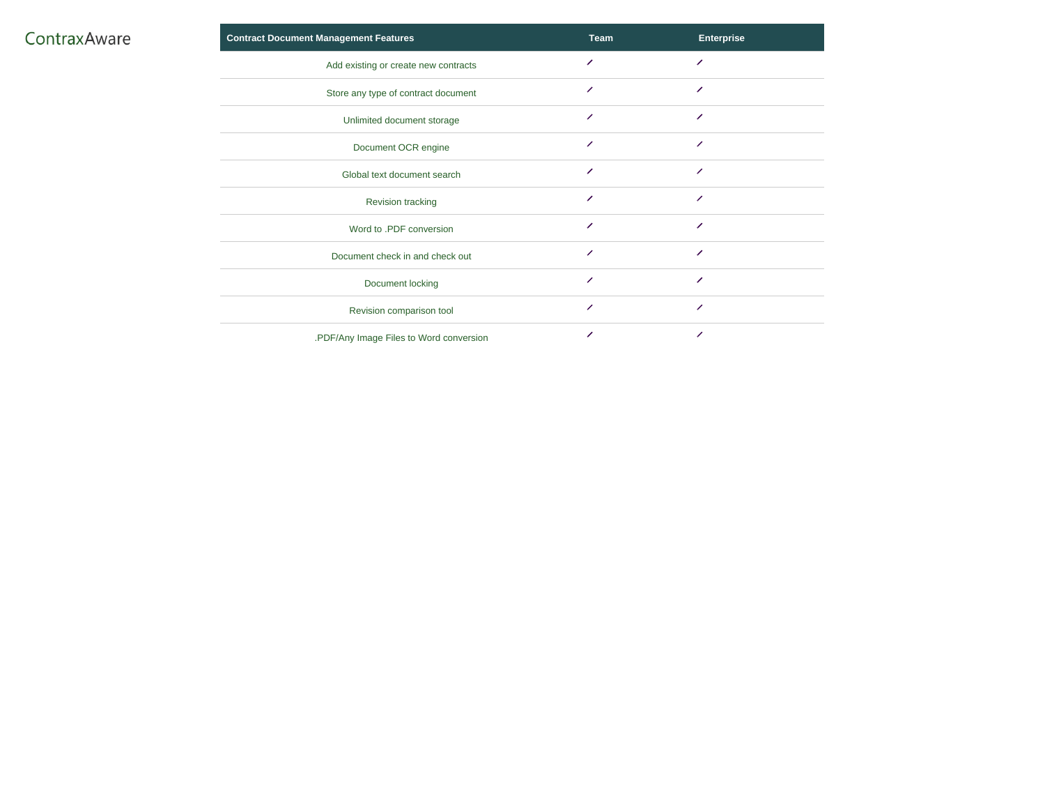ContraxAware

| Contract Document Management Features | Team | Enterprise |
|---|---|---|
| Add existing or create new contracts | ✓ | ✓ |
| Store any type of contract document | ✓ | ✓ |
| Unlimited document storage | ✓ | ✓ |
| Document OCR engine | ✓ | ✓ |
| Global text document search | ✓ | ✓ |
| Revision tracking | ✓ | ✓ |
| Word to .PDF conversion | ✓ | ✓ |
| Document check in and check out | ✓ | ✓ |
| Document locking | ✓ | ✓ |
| Revision comparison tool | ✓ | ✓ |
| .PDF/Any Image Files to Word conversion | ✓ | ✓ |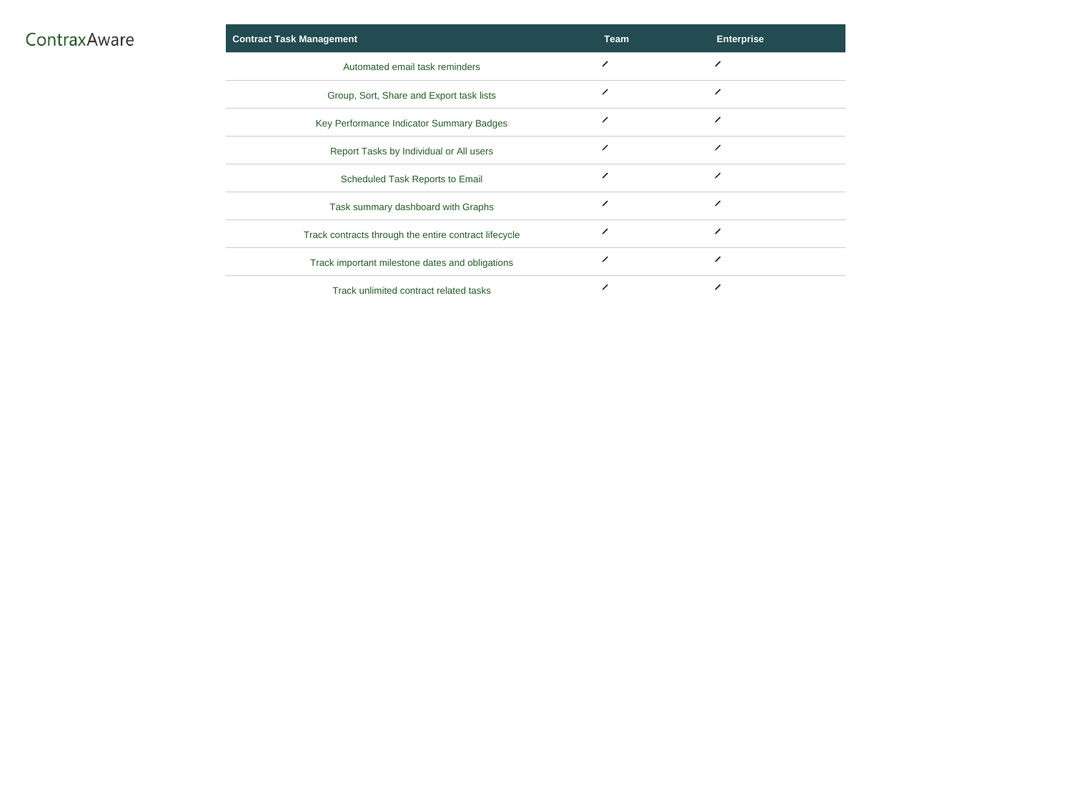ContraxAware

| Contract Task Management | Team | Enterprise |
|---|---|---|
| Automated email task reminders | ✓ | ✓ |
| Group, Sort, Share and Export task lists | ✓ | ✓ |
| Key Performance Indicator Summary Badges | ✓ | ✓ |
| Report Tasks by Individual or All users | ✓ | ✓ |
| Scheduled Task Reports to Email | ✓ | ✓ |
| Task summary dashboard with Graphs | ✓ | ✓ |
| Track contracts through the entire contract lifecycle | ✓ | ✓ |
| Track important milestone dates and obligations | ✓ | ✓ |
| Track unlimited contract related tasks | ✓ | ✓ |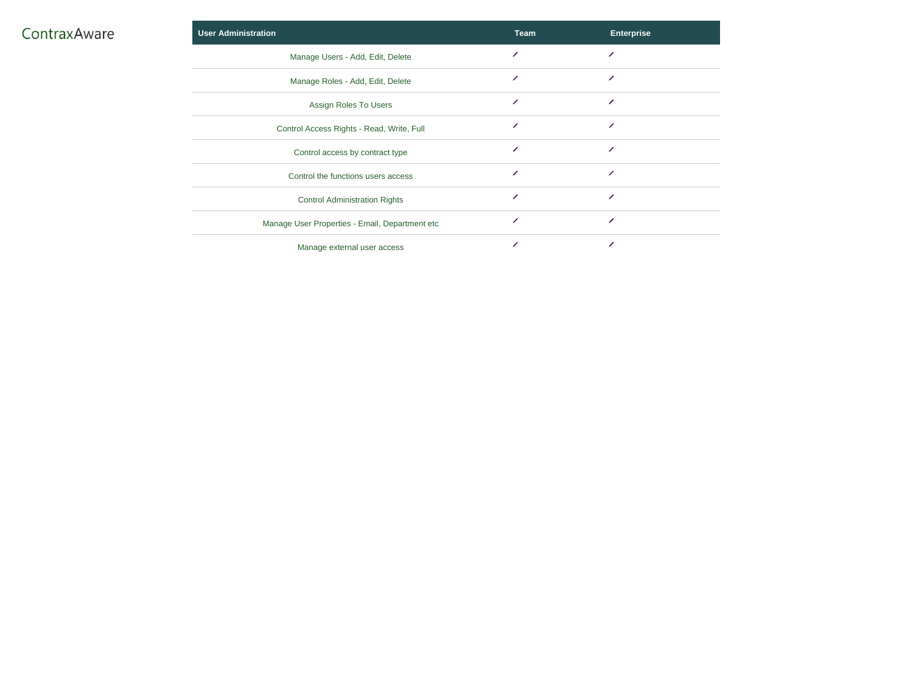| User Administration | Team | Enterprise |
| --- | --- | --- |
| Manage Users - Add, Edit, Delete | ✓ | ✓ |
| Manage Roles - Add, Edit, Delete | ✓ | ✓ |
| Assign Roles To Users | ✓ | ✓ |
| Control Access Rights - Read, Write, Full | ✓ | ✓ |
| Control access by contract type | ✓ | ✓ |
| Control the functions users access | ✓ | ✓ |
| Control Administration Rights | ✓ | ✓ |
| Manage User Properties - Email, Department etc | ✓ | ✓ |
| Manage external user access | ✓ | ✓ |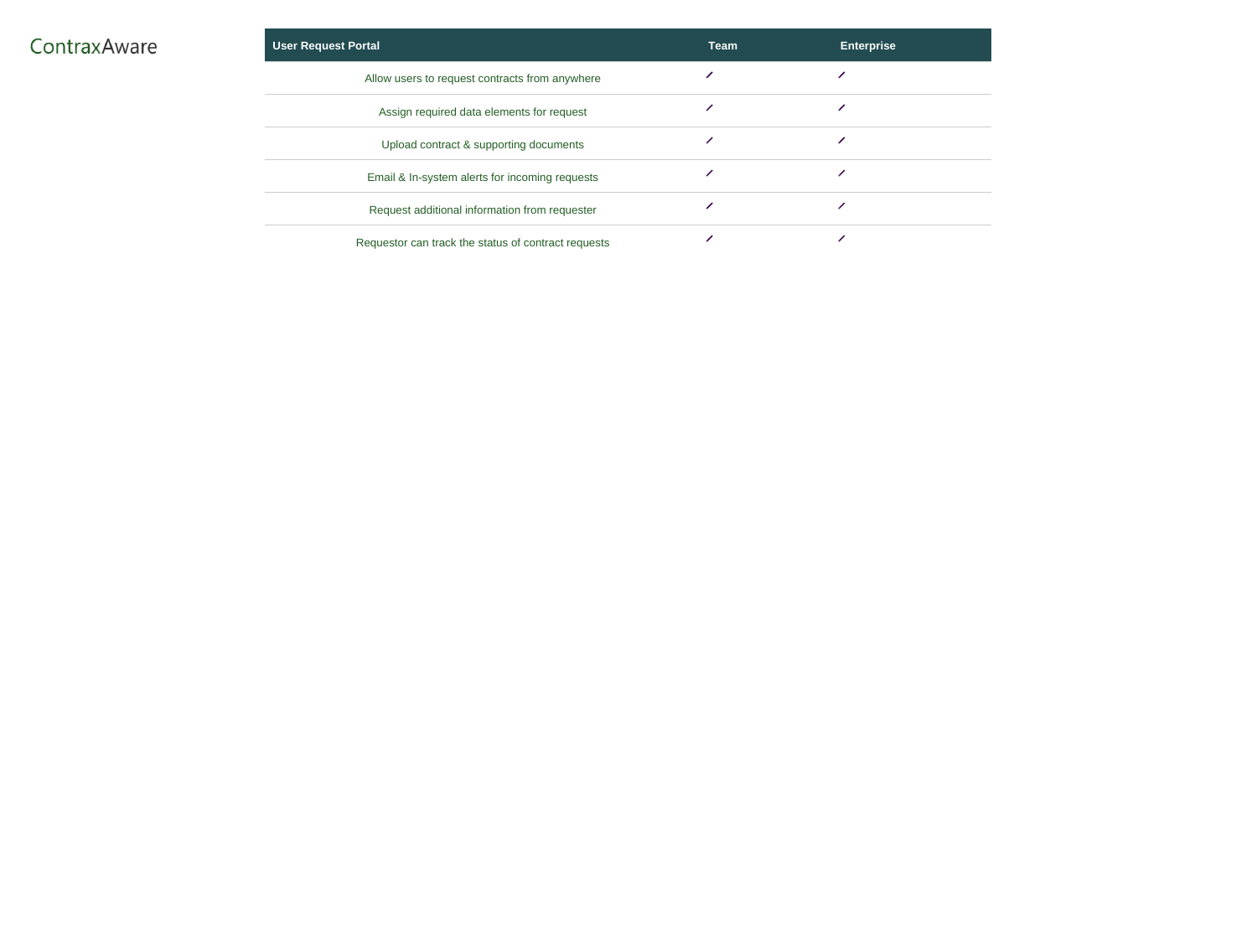ContraxAware

| User Request Portal | Team | Enterprise |
| --- | --- | --- |
| Allow users to request contracts from anywhere | ✓ | ✓ |
| Assign required data elements for request | ✓ | ✓ |
| Upload contract & supporting documents | ✓ | ✓ |
| Email & In-system alerts for incoming requests | ✓ | ✓ |
| Request additional information from requester | ✓ | ✓ |
| Requestor can track the status of contract requests | ✓ | ✓ |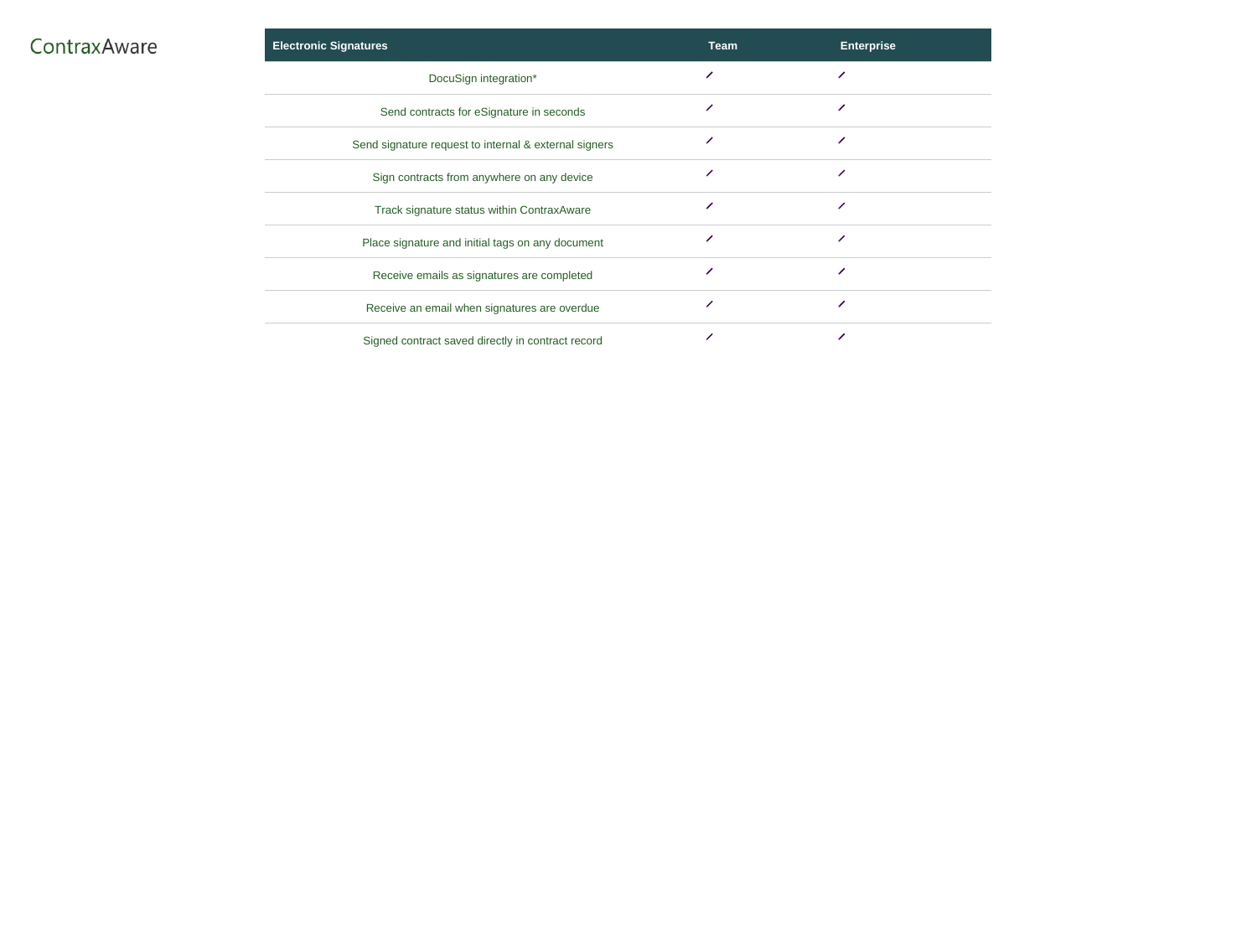ContraxAware

| Electronic Signatures | Team | Enterprise |
| --- | --- | --- |
| DocuSign integration* | ✓ | ✓ |
| Send contracts for eSignature in seconds | ✓ | ✓ |
| Send signature request to internal & external signers | ✓ | ✓ |
| Sign contracts from anywhere on any device | ✓ | ✓ |
| Track signature status within ContraxAware | ✓ | ✓ |
| Place signature and initial tags on any document | ✓ | ✓ |
| Receive emails as signatures are completed | ✓ | ✓ |
| Receive an email when signatures are overdue | ✓ | ✓ |
| Signed contract saved directly in contract record | ✓ | ✓ |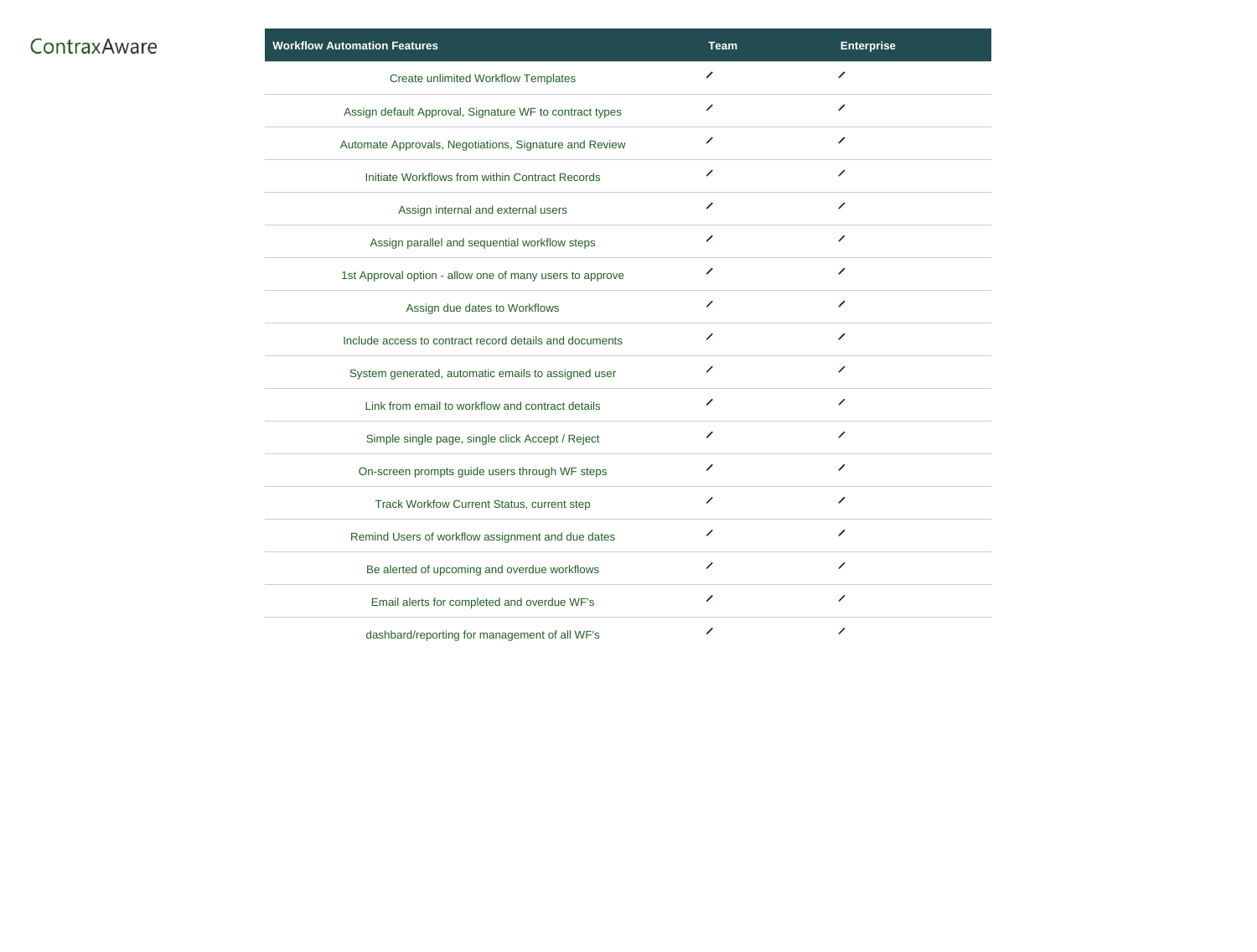ContraxAware

| Workflow Automation Features | Team | Enterprise |
|---|---|---|
| Create unlimited Workflow Templates | ✓ | ✓ |
| Assign default Approval, Signature WF to contract types | ✓ | ✓ |
| Automate Approvals, Negotiations, Signature and Review | ✓ | ✓ |
| Initiate Workflows from within Contract Records | ✓ | ✓ |
| Assign internal and external users | ✓ | ✓ |
| Assign parallel and sequential workflow steps | ✓ | ✓ |
| 1st Approval option - allow one of many users to approve | ✓ | ✓ |
| Assign due dates to Workflows | ✓ | ✓ |
| Include access to contract record details and documents | ✓ | ✓ |
| System generated, automatic emails to assigned user | ✓ | ✓ |
| Link from email to workflow and contract details | ✓ | ✓ |
| Simple single page, single click Accept / Reject | ✓ | ✓ |
| On-screen prompts guide users through WF steps | ✓ | ✓ |
| Track Workfow Current Status, current step | ✓ | ✓ |
| Remind Users of workflow assignment and due dates | ✓ | ✓ |
| Be alerted of upcoming and overdue workflows | ✓ | ✓ |
| Email alerts for completed and overdue WF's | ✓ | ✓ |
| dashbard/reporting for management of all WF's | ✓ | ✓ |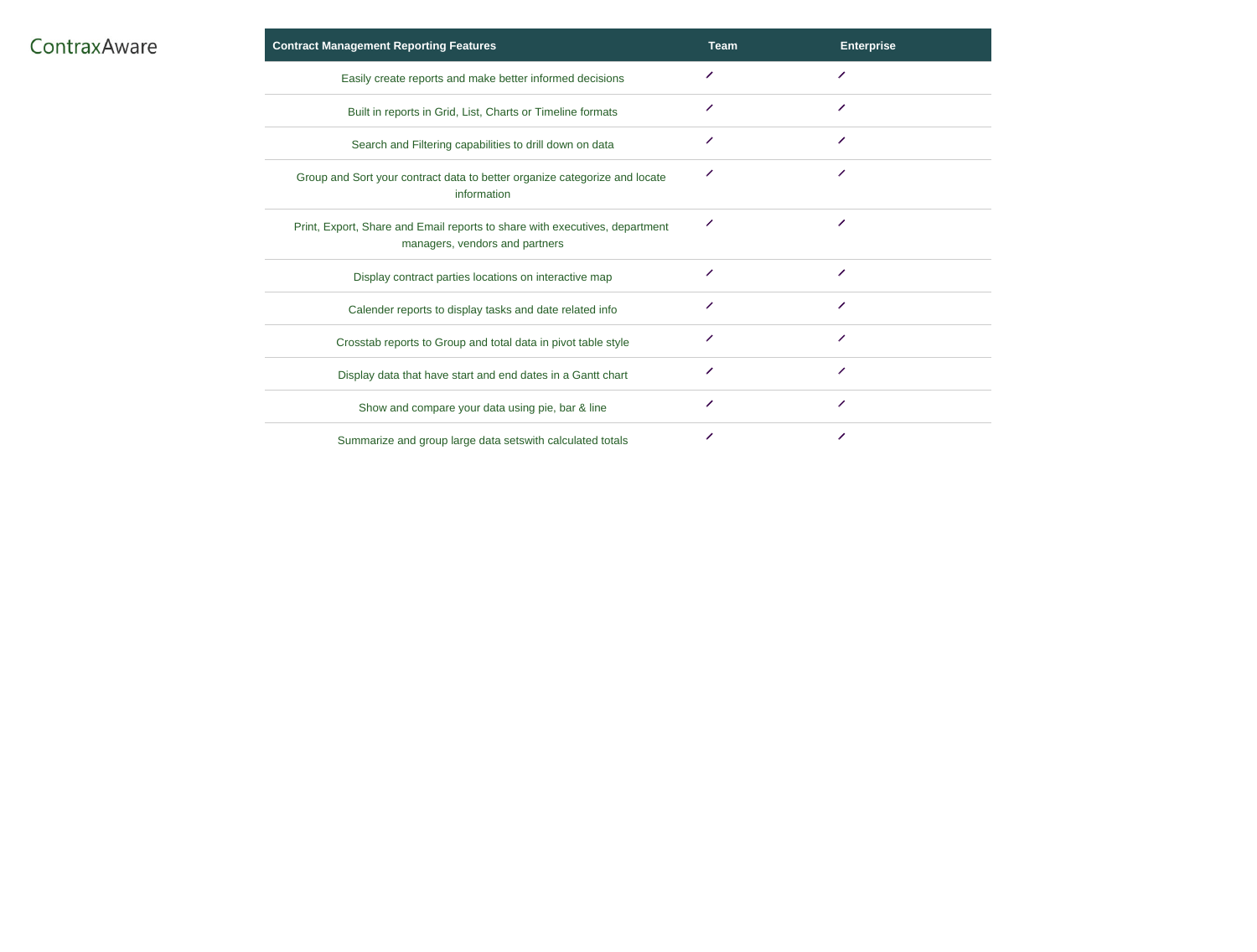ContraxAware

| Contract Management Reporting Features | Team | Enterprise |
|---|---|---|
| Easily create reports and make better informed decisions | ✓ | ✓ |
| Built in reports in Grid, List, Charts or Timeline formats | ✓ | ✓ |
| Search and Filtering capabilities to drill down on data | ✓ | ✓ |
| Group and Sort your contract data to better organize categorize and locate information | ✓ | ✓ |
| Print, Export, Share and Email reports to share with executives, department managers, vendors and partners | ✓ | ✓ |
| Display contract parties locations on interactive map | ✓ | ✓ |
| Calender reports to display tasks and date related info | ✓ | ✓ |
| Crosstab reports to Group and total data in pivot table style | ✓ | ✓ |
| Display data that have start and end dates in a Gantt chart | ✓ | ✓ |
| Show and compare your data using pie, bar & line | ✓ | ✓ |
| Summarize and group large data setswith calculated totals | ✓ | ✓ |